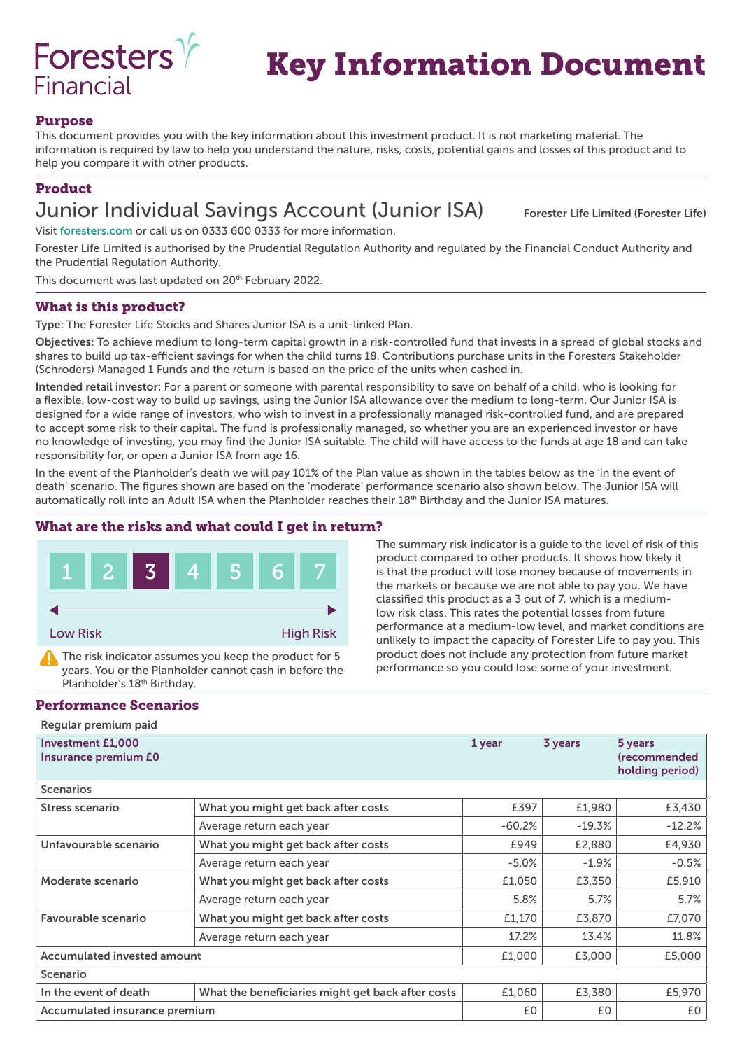Foresters Financial

# Key Information Document

## Purpose

This document provides you with the key information about this investment product. It is not marketing material. The information is required by law to help you understand the nature, risks, costs, potential gains and losses of this product and to help you compare it with other products.

## Product

### Junior Individual Savings Account (Junior ISA)

**Forester Life Limited (Forester Life)**

Visit foresters.com or call us on 0333 600 0333 for more information.

Forester Life Limited is authorised by the Prudential Regulation Authority and regulated by the Financial Conduct Authority and the Prudential Regulation Authority.

This document was last updated on 20th February 2022.

## What is this product?

**Type:** The Forester Life Stocks and Shares Junior ISA is a unit-linked Plan.

**Objectives:** To achieve medium to long-term capital growth in a risk-controlled fund that invests in a spread of global stocks and shares to build up tax-efficient savings for when the child turns 18. Contributions purchase units in the Foresters Stakeholder (Schroders) Managed 1 Funds and the return is based on the price of the units when cashed in.

**Intended retail investor:** For a parent or someone with parental responsibility to save on behalf of a child, who is looking for a flexible, low-cost way to build up savings, using the Junior ISA allowance over the medium to long-term. Our Junior ISA is designed for a wide range of investors, who wish to invest in a professionally managed risk-controlled fund, and are prepared to accept some risk to their capital. The fund is professionally managed, so whether you are an experienced investor or have no knowledge of investing, you may find the Junior ISA suitable. The child will have access to the funds at age 18 and can take responsibility for, or open a Junior ISA from age 16.

In the event of the Planholder's death we will pay 101% of the Plan value as shown in the tables below as the 'in the event of death' scenario. The figures shown are based on the 'moderate' performance scenario also shown below. The Junior ISA will automatically roll into an Adult ISA when the Planholder reaches their 18th Birthday and the Junior ISA matures.

## What are the risks and what could I get in return?

1 | 2 | **3** | 4 | 5 | 6 | 7

Low Risk ← → High Risk

⚠ The risk indicator assumes you keep the product for 5 years. You or the Planholder cannot cash in before the Planholder's 18th Birthday.

The summary risk indicator is a guide to the level of risk of this product compared to other products. It shows how likely it is that the product will lose money because of movements in the markets or because we are not able to pay you. We have classified this product as a 3 out of 7, which is a medium-low risk class. This rates the potential losses from future performance at a medium-low level, and market conditions are unlikely to impact the capacity of Forester Life to pay you. This product does not include any protection from future market performance so you could lose some of your investment.

## Performance Scenarios

Regular premium paid

| **Investment £1,000**<br>**Insurance premium £0** | | **1 year** | **3 years** | **5 years (recommended holding period)** |
|---|---|---|---|---|
| Scenarios | | | | |
| **Stress scenario** | **What you might get back after costs** | £397 | £1,980 | £3,430 |
| | Average return each year | -60.2% | -19.3% | -12.2% |
| **Unfavourable scenario** | **What you might get back after costs** | £949 | £2,880 | £4,930 |
| | Average return each year | -5.0% | -1.9% | -0.5% |
| **Moderate scenario** | **What you might get back after costs** | £1,050 | £3,350 | £5,910 |
| | Average return each year | 5.8% | 5.7% | 5.7% |
| **Favourable scenario** | **What you might get back after costs** | £1,170 | £3,870 | £7,070 |
| | Average return each year | 17.2% | 13.4% | 11.8% |
| **Accumulated invested amount** | | £1,000 | £3,000 | £5,000 |
| Scenario | | | | |
| **In the event of death** | **What the beneficiaries might get back after costs** | £1,060 | £3,380 | £5,970 |
| **Accumulated insurance premium** | | £0 | £0 | £0 |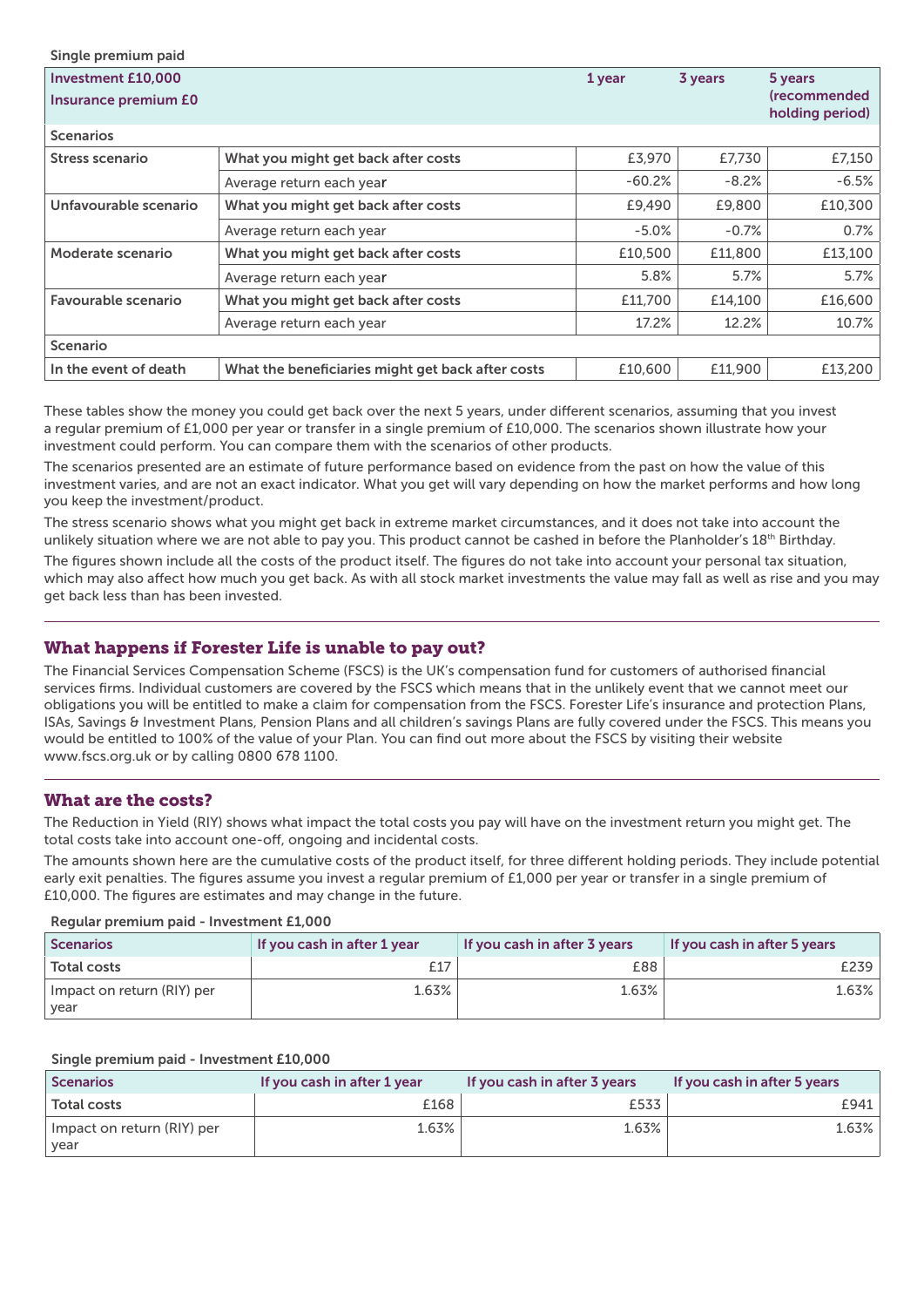Single premium paid

| Investment £10,000<br>Insurance premium £0 | | 1 year | 3 years | 5 years (recommended holding period) |
|---|---|---|---|---|
| **Scenarios** | | | | |
| Stress scenario | What you might get back after costs | £3,970 | £7,730 | £7,150 |
| | Average return each year | -60.2% | -8.2% | -6.5% |
| Unfavourable scenario | What you might get back after costs | £9,490 | £9,800 | £10,300 |
| | Average return each year | -5.0% | -0.7% | 0.7% |
| Moderate scenario | What you might get back after costs | £10,500 | £11,800 | £13,100 |
| | Average return each year | 5.8% | 5.7% | 5.7% |
| Favourable scenario | What you might get back after costs | £11,700 | £14,100 | £16,600 |
| | Average return each year | 17.2% | 12.2% | 10.7% |
| **Scenario** | | | | |
| In the event of death | What the beneficiaries might get back after costs | £10,600 | £11,900 | £13,200 |

These tables show the money you could get back over the next 5 years, under different scenarios, assuming that you invest a regular premium of £1,000 per year or transfer in a single premium of £10,000. The scenarios shown illustrate how your investment could perform. You can compare them with the scenarios of other products.

The scenarios presented are an estimate of future performance based on evidence from the past on how the value of this investment varies, and are not an exact indicator. What you get will vary depending on how the market performs and how long you keep the investment/product.

The stress scenario shows what you might get back in extreme market circumstances, and it does not take into account the unlikely situation where we are not able to pay you. This product cannot be cashed in before the Planholder's 18th Birthday.

The figures shown include all the costs of the product itself. The figures do not take into account your personal tax situation, which may also affect how much you get back. As with all stock market investments the value may fall as well as rise and you may get back less than has been invested.

## What happens if Forester Life is unable to pay out?

The Financial Services Compensation Scheme (FSCS) is the UK's compensation fund for customers of authorised financial services firms. Individual customers are covered by the FSCS which means that in the unlikely event that we cannot meet our obligations you will be entitled to make a claim for compensation from the FSCS. Forester Life's insurance and protection Plans, ISAs, Savings & Investment Plans, Pension Plans and all children's savings Plans are fully covered under the FSCS. This means you would be entitled to 100% of the value of your Plan. You can find out more about the FSCS by visiting their website www.fscs.org.uk or by calling 0800 678 1100.

## What are the costs?

The Reduction in Yield (RIY) shows what impact the total costs you pay will have on the investment return you might get. The total costs take into account one-off, ongoing and incidental costs.

The amounts shown here are the cumulative costs of the product itself, for three different holding periods. They include potential early exit penalties. The figures assume you invest a regular premium of £1,000 per year or transfer in a single premium of £10,000. The figures are estimates and may change in the future.

Regular premium paid - Investment £1,000

| Scenarios | If you cash in after 1 year | If you cash in after 3 years | If you cash in after 5 years |
|---|---|---|---|
| Total costs | £17 | £88 | £239 |
| Impact on return (RIY) per year | 1.63% | 1.63% | 1.63% |

Single premium paid - Investment £10,000

| Scenarios | If you cash in after 1 year | If you cash in after 3 years | If you cash in after 5 years |
|---|---|---|---|
| Total costs | £168 | £533 | £941 |
| Impact on return (RIY) per year | 1.63% | 1.63% | 1.63% |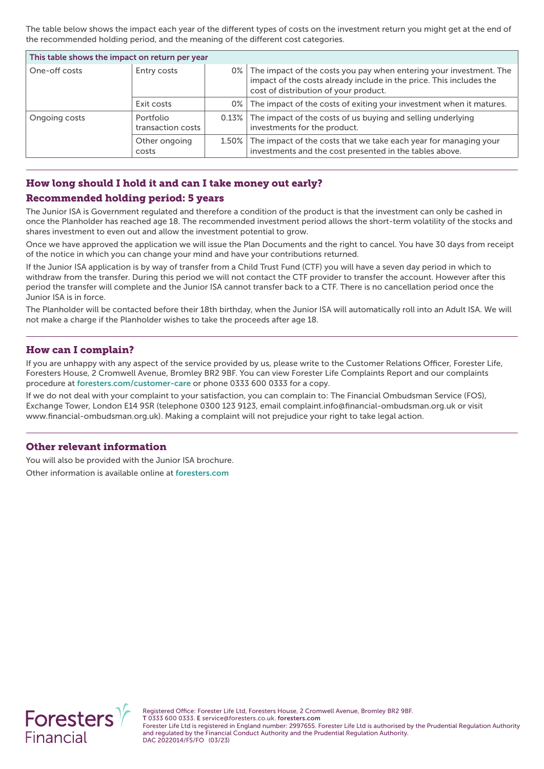The table below shows the impact each year of the different types of costs on the investment return you might get at the end of the recommended holding period, and the meaning of the different cost categories.

| This table shows the impact on return per year | | | |
|---|---|---|---|
| One-off costs | Entry costs | 0% | The impact of the costs you pay when entering your investment. The impact of the costs already include in the price. This includes the cost of distribution of your product. |
| | Exit costs | 0% | The impact of the costs of exiting your investment when it matures. |
| Ongoing costs | Portfolio transaction costs | 0.13% | The impact of the costs of us buying and selling underlying investments for the product. |
| | Other ongoing costs | 1.50% | The impact of the costs that we take each year for managing your investments and the cost presented in the tables above. |

## How long should I hold it and can I take money out early?

### Recommended holding period: 5 years

The Junior ISA is Government regulated and therefore a condition of the product is that the investment can only be cashed in once the Planholder has reached age 18. The recommended investment period allows the short-term volatility of the stocks and shares investment to even out and allow the investment potential to grow.

Once we have approved the application we will issue the Plan Documents and the right to cancel. You have 30 days from receipt of the notice in which you can change your mind and have your contributions returned.

If the Junior ISA application is by way of transfer from a Child Trust Fund (CTF) you will have a seven day period in which to withdraw from the transfer. During this period we will not contact the CTF provider to transfer the account. However after this period the transfer will complete and the Junior ISA cannot transfer back to a CTF. There is no cancellation period once the Junior ISA is in force.

The Planholder will be contacted before their 18th birthday, when the Junior ISA will automatically roll into an Adult ISA. We will not make a charge if the Planholder wishes to take the proceeds after age 18.

## How can I complain?

If you are unhappy with any aspect of the service provided by us, please write to the Customer Relations Officer, Forester Life, Foresters House, 2 Cromwell Avenue, Bromley BR2 9BF. You can view Forester Life Complaints Report and our complaints procedure at foresters.com/customer-care or phone 0333 600 0333 for a copy.

If we do not deal with your complaint to your satisfaction, you can complain to: The Financial Ombudsman Service (FOS), Exchange Tower, London E14 9SR (telephone 0300 123 9123, email complaint.info@financial-ombudsman.org.uk or visit www.financial-ombudsman.org.uk). Making a complaint will not prejudice your right to take legal action.

## Other relevant information

You will also be provided with the Junior ISA brochure.

Other information is available online at foresters.com

Foresters Financial

Registered Office: Forester Life Ltd, Foresters House, 2 Cromwell Avenue, Bromley BR2 9BF.
T 0333 600 0333. E service@foresters.co.uk. foresters.com
Forester Life Ltd is registered in England number: 2997655. Forester Life Ltd is authorised by the Prudential Regulation Authority and regulated by the Financial Conduct Authority and the Prudential Regulation Authority.
DAC 2022014/FS/FO (03/23)